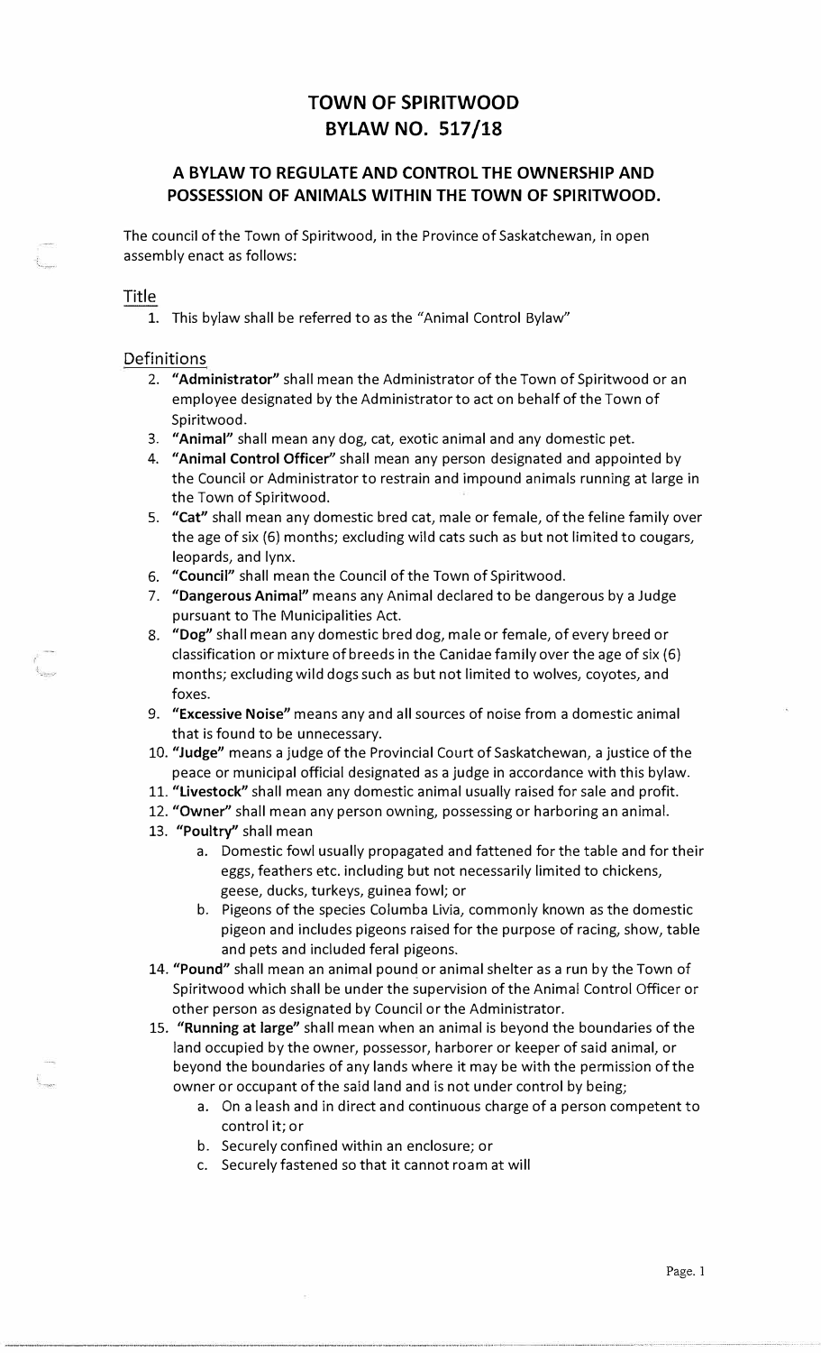# TOWN OF SPIRITWOOD
# BYLAW NO. 517/18

## A BYLAW TO REGULATE AND CONTROL THE OWNERSHIP AND POSSESSION OF ANIMALS WITHIN THE TOWN OF SPIRITWOOD.

The council of the Town of Spiritwood, in the Province of Saskatchewan, in open assembly enact as follows:

### Title

1. This bylaw shall be referred to as the "Animal Control Bylaw"

### Definitions

2. **"Administrator"** shall mean the Administrator of the Town of Spiritwood or an employee designated by the Administrator to act on behalf of the Town of Spiritwood.
3. **"Animal"** shall mean any dog, cat, exotic animal and any domestic pet.
4. **"Animal Control Officer"** shall mean any person designated and appointed by the Council or Administrator to restrain and impound animals running at large in the Town of Spiritwood.
5. **"Cat"** shall mean any domestic bred cat, male or female, of the feline family over the age of six (6) months; excluding wild cats such as but not limited to cougars, leopards, and lynx.
6. **"Council"** shall mean the Council of the Town of Spiritwood.
7. **"Dangerous Animal"** means any Animal declared to be dangerous by a Judge pursuant to The Municipalities Act.
8. **"Dog"** shall mean any domestic bred dog, male or female, of every breed or classification or mixture of breeds in the Canidae family over the age of six (6) months; excluding wild dogs such as but not limited to wolves, coyotes, and foxes.
9. **"Excessive Noise"** means any and all sources of noise from a domestic animal that is found to be unnecessary.
10. **"Judge"** means a judge of the Provincial Court of Saskatchewan, a justice of the peace or municipal official designated as a judge in accordance with this bylaw.
11. **"Livestock"** shall mean any domestic animal usually raised for sale and profit.
12. **"Owner"** shall mean any person owning, possessing or harboring an animal.
13. **"Poultry"** shall mean
    a. Domestic fowl usually propagated and fattened for the table and for their eggs, feathers etc. including but not necessarily limited to chickens, geese, ducks, turkeys, guinea fowl; or
    b. Pigeons of the species Columba Livia, commonly known as the domestic pigeon and includes pigeons raised for the purpose of racing, show, table and pets and included feral pigeons.
14. **"Pound"** shall mean an animal pound or animal shelter as a run by the Town of Spiritwood which shall be under the supervision of the Animal Control Officer or other person as designated by Council or the Administrator.
15. **"Running at large"** shall mean when an animal is beyond the boundaries of the land occupied by the owner, possessor, harborer or keeper of said animal, or beyond the boundaries of any lands where it may be with the permission of the owner or occupant of the said land and is not under control by being;
    a. On a leash and in direct and continuous charge of a person competent to control it; or
    b. Securely confined within an enclosure; or
    c. Securely fastened so that it cannot roam at will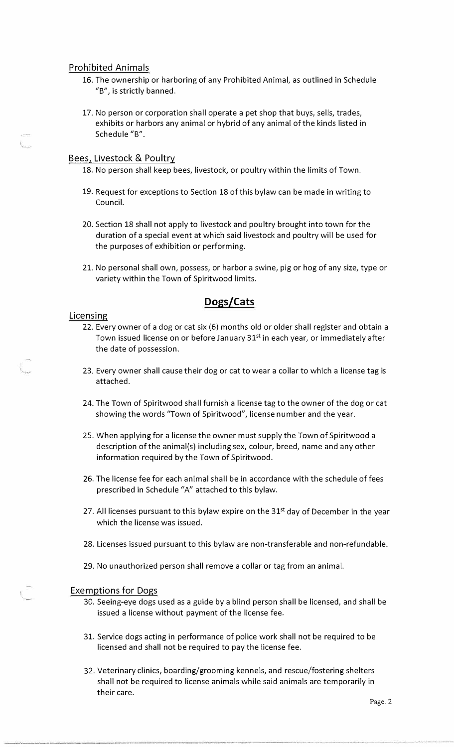### Prohibited Animals

16. The ownership or harboring of any Prohibited Animal, as outlined in Schedule "B", is strictly banned.

17. No person or corporation shall operate a pet shop that buys, sells, trades, exhibits or harbors any animal or hybrid of any animal of the kinds listed in Schedule "B".

### Bees, Livestock & Poultry

18. No person shall keep bees, livestock, or poultry within the limits of Town.

19. Request for exceptions to Section 18 of this bylaw can be made in writing to Council.

20. Section 18 shall not apply to livestock and poultry brought into town for the duration of a special event at which said livestock and poultry will be used for the purposes of exhibition or performing.

21. No personal shall own, possess, or harbor a swine, pig or hog of any size, type or variety within the Town of Spiritwood limits.

## Dogs/Cats

### Licensing

22. Every owner of a dog or cat six (6) months old or older shall register and obtain a Town issued license on or before January 31st in each year, or immediately after the date of possession.

23. Every owner shall cause their dog or cat to wear a collar to which a license tag is attached.

24. The Town of Spiritwood shall furnish a license tag to the owner of the dog or cat showing the words "Town of Spiritwood", license number and the year.

25. When applying for a license the owner must supply the Town of Spiritwood a description of the animal(s) including sex, colour, breed, name and any other information required by the Town of Spiritwood.

26. The license fee for each animal shall be in accordance with the schedule of fees prescribed in Schedule "A" attached to this bylaw.

27. All licenses pursuant to this bylaw expire on the 31st day of December in the year which the license was issued.

28. Licenses issued pursuant to this bylaw are non-transferable and non-refundable.

29. No unauthorized person shall remove a collar or tag from an animal.

### Exemptions for Dogs

30. Seeing-eye dogs used as a guide by a blind person shall be licensed, and shall be issued a license without payment of the license fee.

31. Service dogs acting in performance of police work shall not be required to be licensed and shall not be required to pay the license fee.

32. Veterinary clinics, boarding/grooming kennels, and rescue/fostering shelters shall not be required to license animals while said animals are temporarily in their care.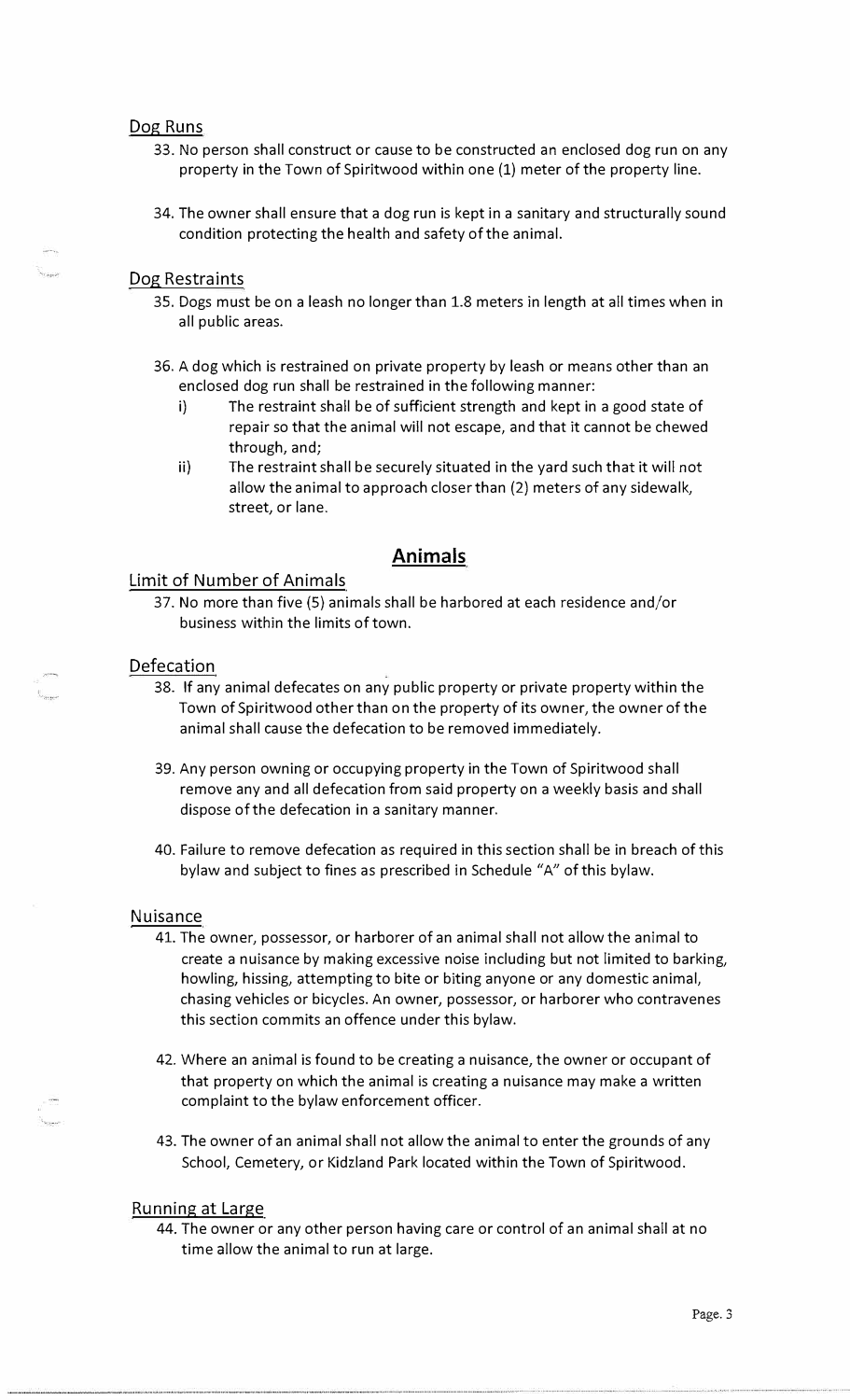### Dog Runs

33. No person shall construct or cause to be constructed an enclosed dog run on any property in the Town of Spiritwood within one (1) meter of the property line.

34. The owner shall ensure that a dog run is kept in a sanitary and structurally sound condition protecting the health and safety of the animal.

### Dog Restraints

35. Dogs must be on a leash no longer than 1.8 meters in length at all times when in all public areas.

36. A dog which is restrained on private property by leash or means other than an enclosed dog run shall be restrained in the following manner:
    i) The restraint shall be of sufficient strength and kept in a good state of repair so that the animal will not escape, and that it cannot be chewed through, and;
    ii) The restraint shall be securely situated in the yard such that it will not allow the animal to approach closer than (2) meters of any sidewalk, street, or lane.

## Animals

### Limit of Number of Animals

37. No more than five (5) animals shall be harbored at each residence and/or business within the limits of town.

### Defecation

38. If any animal defecates on any public property or private property within the Town of Spiritwood other than on the property of its owner, the owner of the animal shall cause the defecation to be removed immediately.

39. Any person owning or occupying property in the Town of Spiritwood shall remove any and all defecation from said property on a weekly basis and shall dispose of the defecation in a sanitary manner.

40. Failure to remove defecation as required in this section shall be in breach of this bylaw and subject to fines as prescribed in Schedule "A" of this bylaw.

### Nuisance

41. The owner, possessor, or harborer of an animal shall not allow the animal to create a nuisance by making excessive noise including but not limited to barking, howling, hissing, attempting to bite or biting anyone or any domestic animal, chasing vehicles or bicycles. An owner, possessor, or harborer who contravenes this section commits an offence under this bylaw.

42. Where an animal is found to be creating a nuisance, the owner or occupant of that property on which the animal is creating a nuisance may make a written complaint to the bylaw enforcement officer.

43. The owner of an animal shall not allow the animal to enter the grounds of any School, Cemetery, or Kidzland Park located within the Town of Spiritwood.

### Running at Large

44. The owner or any other person having care or control of an animal shall at no time allow the animal to run at large.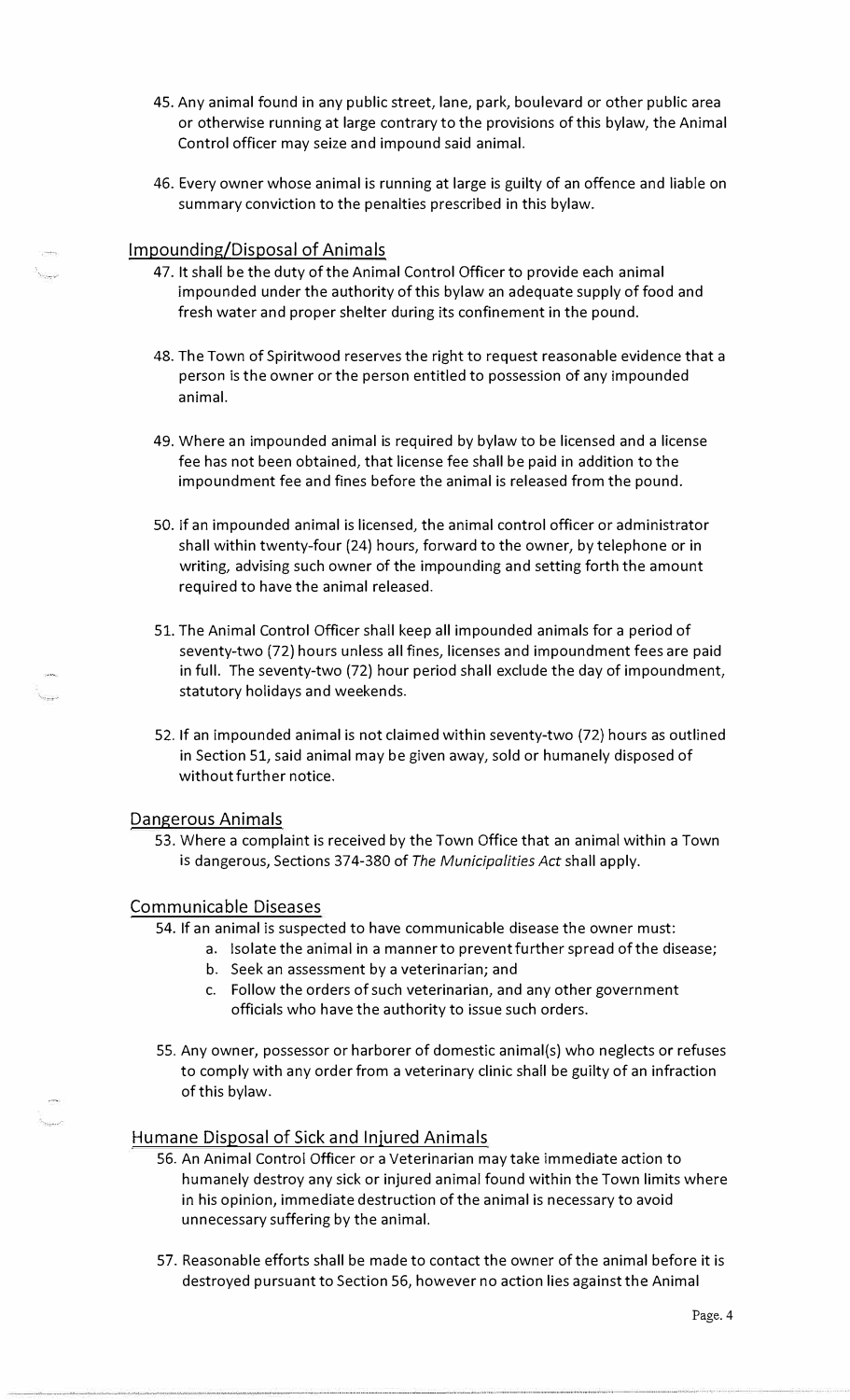45. Any animal found in any public street, lane, park, boulevard or other public area or otherwise running at large contrary to the provisions of this bylaw, the Animal Control officer may seize and impound said animal.

46. Every owner whose animal is running at large is guilty of an offence and liable on summary conviction to the penalties prescribed in this bylaw.

## Impounding/Disposal of Animals

47. It shall be the duty of the Animal Control Officer to provide each animal impounded under the authority of this bylaw an adequate supply of food and fresh water and proper shelter during its confinement in the pound.

48. The Town of Spiritwood reserves the right to request reasonable evidence that a person is the owner or the person entitled to possession of any impounded animal.

49. Where an impounded animal is required by bylaw to be licensed and a license fee has not been obtained, that license fee shall be paid in addition to the impoundment fee and fines before the animal is released from the pound.

50. If an impounded animal is licensed, the animal control officer or administrator shall within twenty-four (24) hours, forward to the owner, by telephone or in writing, advising such owner of the impounding and setting forth the amount required to have the animal released.

51. The Animal Control Officer shall keep all impounded animals for a period of seventy-two (72) hours unless all fines, licenses and impoundment fees are paid in full. The seventy-two (72) hour period shall exclude the day of impoundment, statutory holidays and weekends.

52. If an impounded animal is not claimed within seventy-two (72) hours as outlined in Section 51, said animal may be given away, sold or humanely disposed of without further notice.

## Dangerous Animals

53. Where a complaint is received by the Town Office that an animal within a Town is dangerous, Sections 374-380 of *The Municipalities Act* shall apply.

## Communicable Diseases

54. If an animal is suspected to have communicable disease the owner must:
    a. Isolate the animal in a manner to prevent further spread of the disease;
    b. Seek an assessment by a veterinarian; and
    c. Follow the orders of such veterinarian, and any other government officials who have the authority to issue such orders.

55. Any owner, possessor or harborer of domestic animal(s) who neglects or refuses to comply with any order from a veterinary clinic shall be guilty of an infraction of this bylaw.

## Humane Disposal of Sick and Injured Animals

56. An Animal Control Officer or a Veterinarian may take immediate action to humanely destroy any sick or injured animal found within the Town limits where in his opinion, immediate destruction of the animal is necessary to avoid unnecessary suffering by the animal.

57. Reasonable efforts shall be made to contact the owner of the animal before it is destroyed pursuant to Section 56, however no action lies against the Animal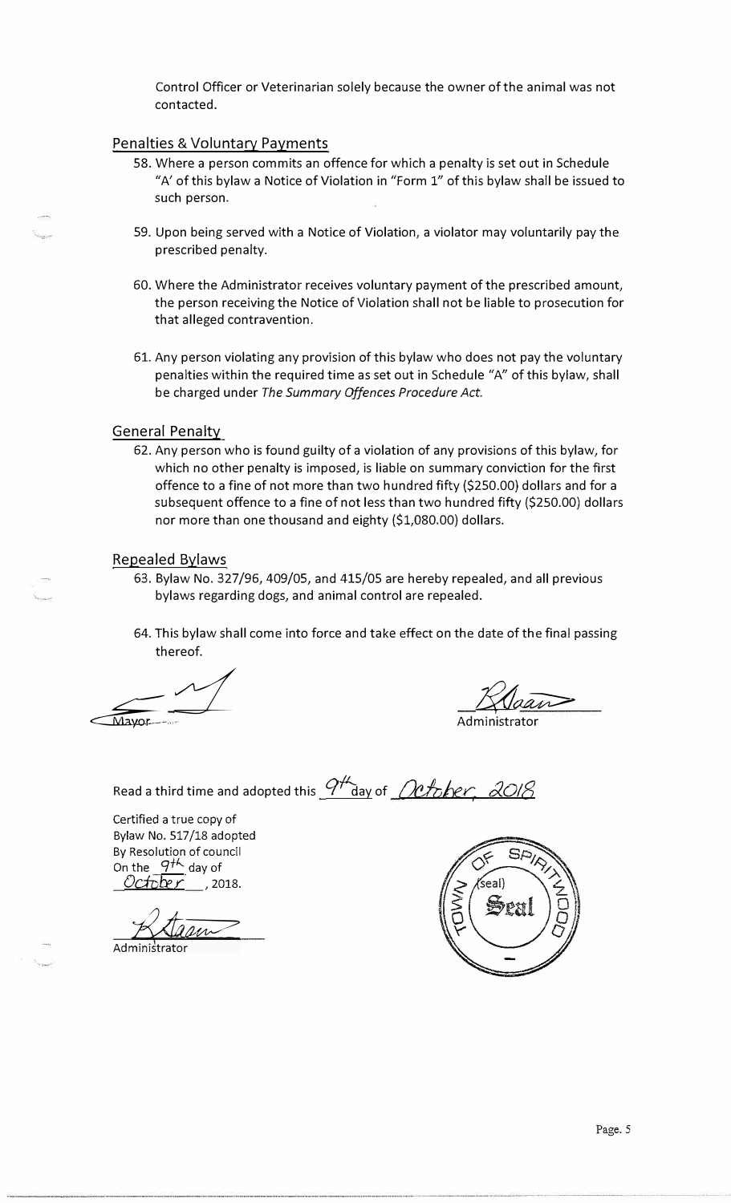Control Officer or Veterinarian solely because the owner of the animal was not contacted.

## Penalties & Voluntary Payments

58. Where a person commits an offence for which a penalty is set out in Schedule "A' of this bylaw a Notice of Violation in "Form 1" of this bylaw shall be issued to such person.

59. Upon being served with a Notice of Violation, a violator may voluntarily pay the prescribed penalty.

60. Where the Administrator receives voluntary payment of the prescribed amount, the person receiving the Notice of Violation shall not be liable to prosecution for that alleged contravention.

61. Any person violating any provision of this bylaw who does not pay the voluntary penalties within the required time as set out in Schedule "A" of this bylaw, shall be charged under *The Summary Offences Procedure Act.*

## General Penalty

62. Any person who is found guilty of a violation of any provisions of this bylaw, for which no other penalty is imposed, is liable on summary conviction for the first offence to a fine of not more than two hundred fifty ($250.00) dollars and for a subsequent offence to a fine of not less than two hundred fifty ($250.00) dollars nor more than one thousand and eighty ($1,080.00) dollars.

## Repealed Bylaws

63. Bylaw No. 327/96, 409/05, and 415/05 are hereby repealed, and all previous bylaws regarding dogs, and animal control are repealed.

64. This bylaw shall come into force and take effect on the date of the final passing thereof.

Mayor

Administrator

Read a third time and adopted this 9th day of October, 2018

Certified a true copy of
Bylaw No. 517/18 adopted
By Resolution of council
On the 9th day of
October, 2018.

Administrator

(Seal: Town of Spiritwood)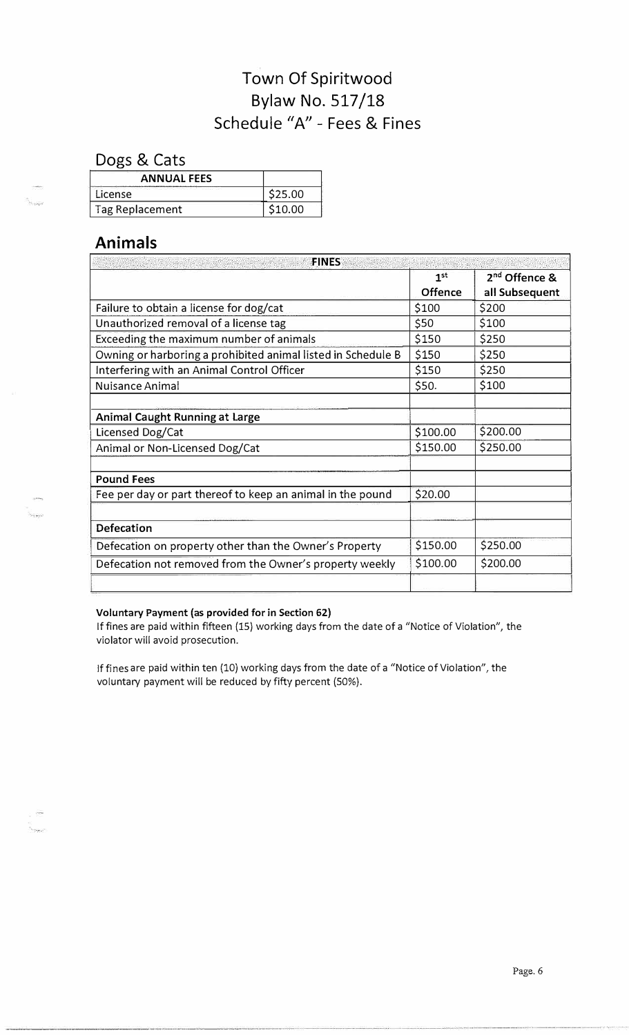# Town Of Spiritwood
# Bylaw No. 517/18
# Schedule "A" - Fees & Fines

## Dogs & Cats

| ANNUAL FEES | |
|---|---|
| License | $25.00 |
| Tag Replacement | $10.00 |

## Animals

| FINES | | |
|---|---|---|
| | 1st Offence | 2nd Offence & all Subsequent |
| Failure to obtain a license for dog/cat | $100 | $200 |
| Unauthorized removal of a license tag | $50 | $100 |
| Exceeding the maximum number of animals | $150 | $250 |
| Owning or harboring a prohibited animal listed in Schedule B | $150 | $250 |
| Interfering with an Animal Control Officer | $150 | $250 |
| Nuisance Animal | $50. | $100 |
| | | |
| **Animal Caught Running at Large** | | |
| Licensed Dog/Cat | $100.00 | $200.00 |
| Animal or Non-Licensed Dog/Cat | $150.00 | $250.00 |
| | | |
| **Pound Fees** | | |
| Fee per day or part thereof to keep an animal in the pound | $20.00 | |
| | | |
| **Defecation** | | |
| Defecation on property other than the Owner's Property | $150.00 | $250.00 |
| Defecation not removed from the Owner's property weekly | $100.00 | $200.00 |
| | | |

**Voluntary Payment (as provided for in Section 62)**

If fines are paid within fifteen (15) working days from the date of a "Notice of Violation", the violator will avoid prosecution.

If fines are paid within ten (10) working days from the date of a "Notice of Violation", the voluntary payment will be reduced by fifty percent (50%).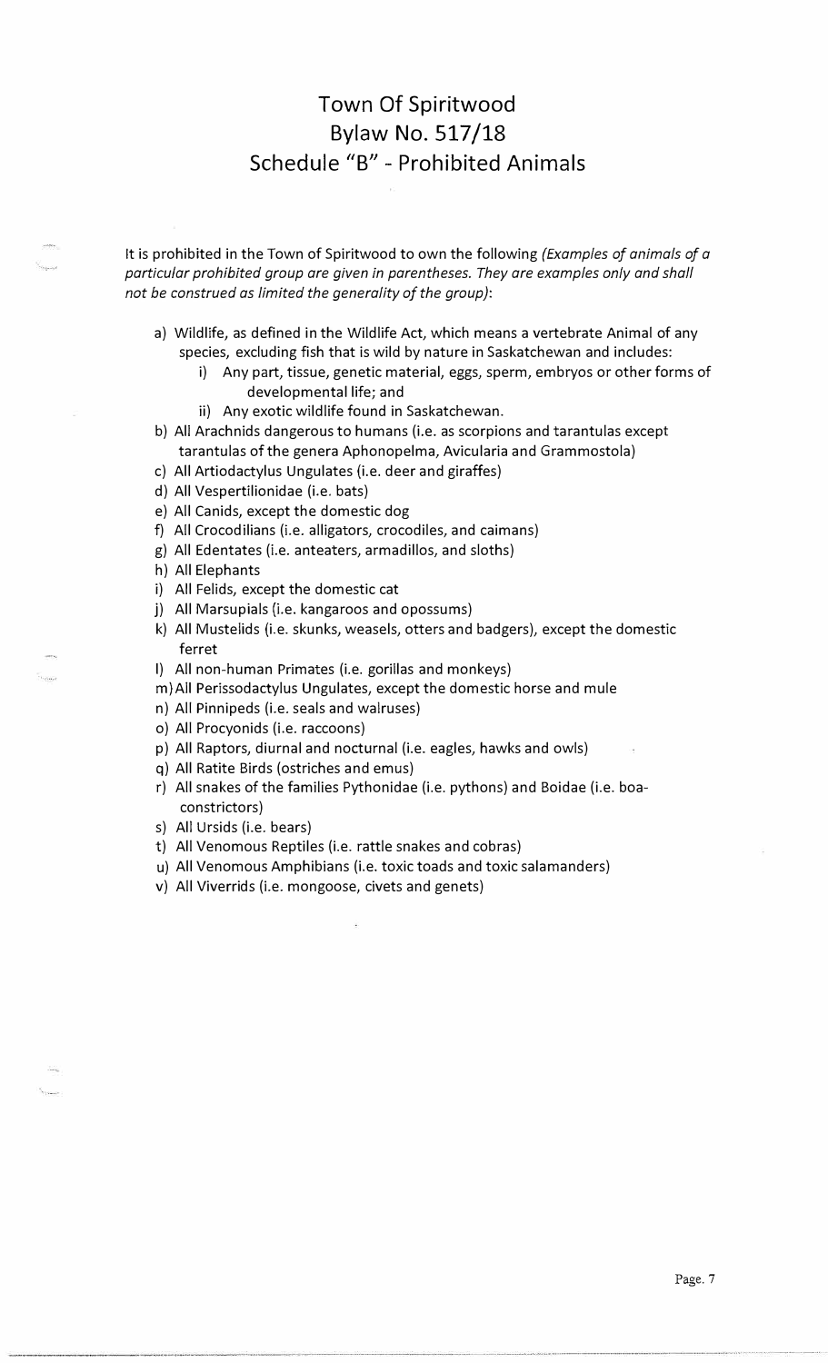# Town Of Spiritwood
# Bylaw No. 517/18
# Schedule "B" - Prohibited Animals

It is prohibited in the Town of Spiritwood to own the following *(Examples of animals of a particular prohibited group are given in parentheses. They are examples only and shall not be construed as limited the generality of the group)*:

a) Wildlife, as defined in the Wildlife Act, which means a vertebrate Animal of any species, excluding fish that is wild by nature in Saskatchewan and includes:
    i) Any part, tissue, genetic material, eggs, sperm, embryos or other forms of developmental life; and
    ii) Any exotic wildlife found in Saskatchewan.

b) All Arachnids dangerous to humans (i.e. as scorpions and tarantulas except tarantulas of the genera Aphonopelma, Avicularia and Grammostola)

c) All Artiodactylus Ungulates (i.e. deer and giraffes)

d) All Vespertilionidae (i.e. bats)

e) All Canids, except the domestic dog

f) All Crocodilians (i.e. alligators, crocodiles, and caimans)

g) All Edentates (i.e. anteaters, armadillos, and sloths)

h) All Elephants

i) All Felids, except the domestic cat

j) All Marsupials (i.e. kangaroos and opossums)

k) All Mustelids (i.e. skunks, weasels, otters and badgers), except the domestic ferret

l) All non-human Primates (i.e. gorillas and monkeys)

m) All Perissodactylus Ungulates, except the domestic horse and mule

n) All Pinnipeds (i.e. seals and walruses)

o) All Procyonids (i.e. raccoons)

p) All Raptors, diurnal and nocturnal (i.e. eagles, hawks and owls)

q) All Ratite Birds (ostriches and emus)

r) All snakes of the families Pythonidae (i.e. pythons) and Boidae (i.e. boa-constrictors)

s) All Ursids (i.e. bears)

t) All Venomous Reptiles (i.e. rattle snakes and cobras)

u) All Venomous Amphibians (i.e. toxic toads and toxic salamanders)

v) All Viverrids (i.e. mongoose, civets and genets)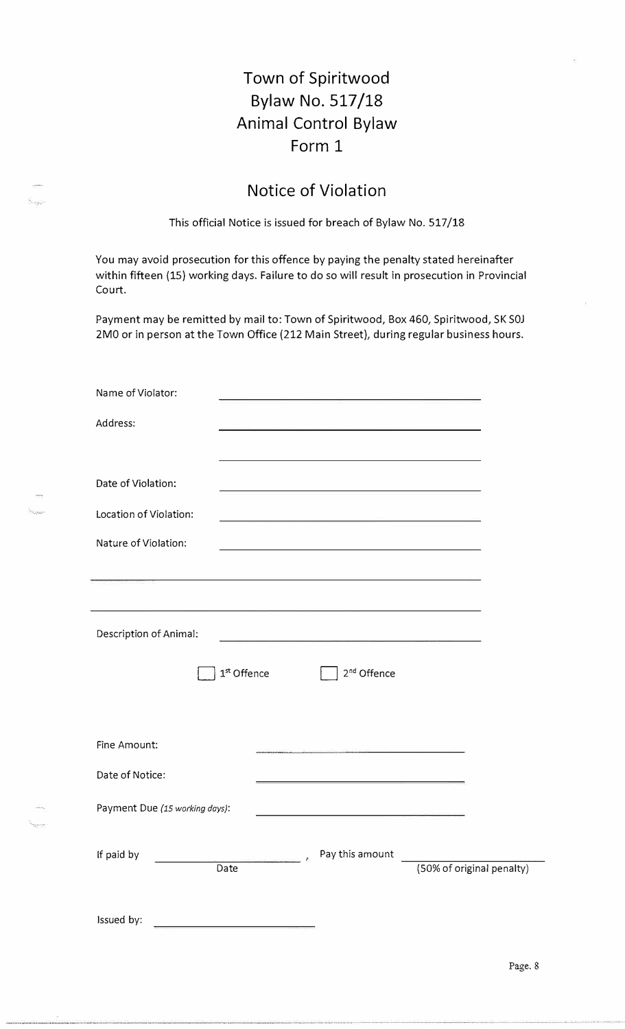# Town of Spiritwood
# Bylaw No. 517/18
# Animal Control Bylaw
# Form 1

## Notice of Violation

This official Notice is issued for breach of Bylaw No. 517/18

You may avoid prosecution for this offence by paying the penalty stated hereinafter within fifteen (15) working days. Failure to do so will result in prosecution in Provincial Court.

Payment may be remitted by mail to: Town of Spiritwood, Box 460, Spiritwood, SK S0J 2M0 or in person at the Town Office (212 Main Street), during regular business hours.

Name of Violator: \_\_\_\_\_\_\_\_\_\_\_\_\_\_\_\_\_\_\_\_\_\_\_\_\_\_\_\_\_\_\_\_\_\_\_\_\_\_\_\_

Address: \_\_\_\_\_\_\_\_\_\_\_\_\_\_\_\_\_\_\_\_\_\_\_\_\_\_\_\_\_\_\_\_\_\_\_\_\_\_\_\_

\_\_\_\_\_\_\_\_\_\_\_\_\_\_\_\_\_\_\_\_\_\_\_\_\_\_\_\_\_\_\_\_\_\_\_\_\_\_\_\_

Date of Violation: \_\_\_\_\_\_\_\_\_\_\_\_\_\_\_\_\_\_\_\_\_\_\_\_\_\_\_\_\_\_\_\_\_\_\_\_\_\_\_\_

Location of Violation: \_\_\_\_\_\_\_\_\_\_\_\_\_\_\_\_\_\_\_\_\_\_\_\_\_\_\_\_\_\_\_\_\_\_\_\_\_\_\_\_

Nature of Violation: \_\_\_\_\_\_\_\_\_\_\_\_\_\_\_\_\_\_\_\_\_\_\_\_\_\_\_\_\_\_\_\_\_\_\_\_\_\_\_\_

\_\_\_\_\_\_\_\_\_\_\_\_\_\_\_\_\_\_\_\_\_\_\_\_\_\_\_\_\_\_\_\_\_\_\_\_\_\_\_\_\_\_\_\_\_\_\_\_\_\_\_\_\_\_\_\_\_\_\_\_

\_\_\_\_\_\_\_\_\_\_\_\_\_\_\_\_\_\_\_\_\_\_\_\_\_\_\_\_\_\_\_\_\_\_\_\_\_\_\_\_\_\_\_\_\_\_\_\_\_\_\_\_\_\_\_\_\_\_\_\_

Description of Animal: \_\_\_\_\_\_\_\_\_\_\_\_\_\_\_\_\_\_\_\_\_\_\_\_\_\_\_\_\_\_\_\_\_\_\_\_\_\_\_\_

☐ 1st Offence ☐ 2nd Offence

Fine Amount: \_\_\_\_\_\_\_\_\_\_\_\_\_\_\_\_\_\_\_\_\_\_\_\_\_\_\_\_\_\_\_\_\_\_\_\_

Date of Notice: \_\_\_\_\_\_\_\_\_\_\_\_\_\_\_\_\_\_\_\_\_\_\_\_\_\_\_\_\_\_\_\_\_\_\_\_

Payment Due *(15 working days)*: \_\_\_\_\_\_\_\_\_\_\_\_\_\_\_\_\_\_\_\_\_\_\_\_\_\_\_\_\_\_\_\_\_\_\_\_

If paid by \_\_\_\_\_\_\_\_\_\_\_\_\_\_\_\_\_\_\_\_\_\_\_\_ (Date), Pay this amount \_\_\_\_\_\_\_\_\_\_\_\_\_\_\_\_\_\_\_\_\_\_\_\_ (50% of original penalty)

Issued by: \_\_\_\_\_\_\_\_\_\_\_\_\_\_\_\_\_\_\_\_\_\_\_\_\_\_\_\_\_\_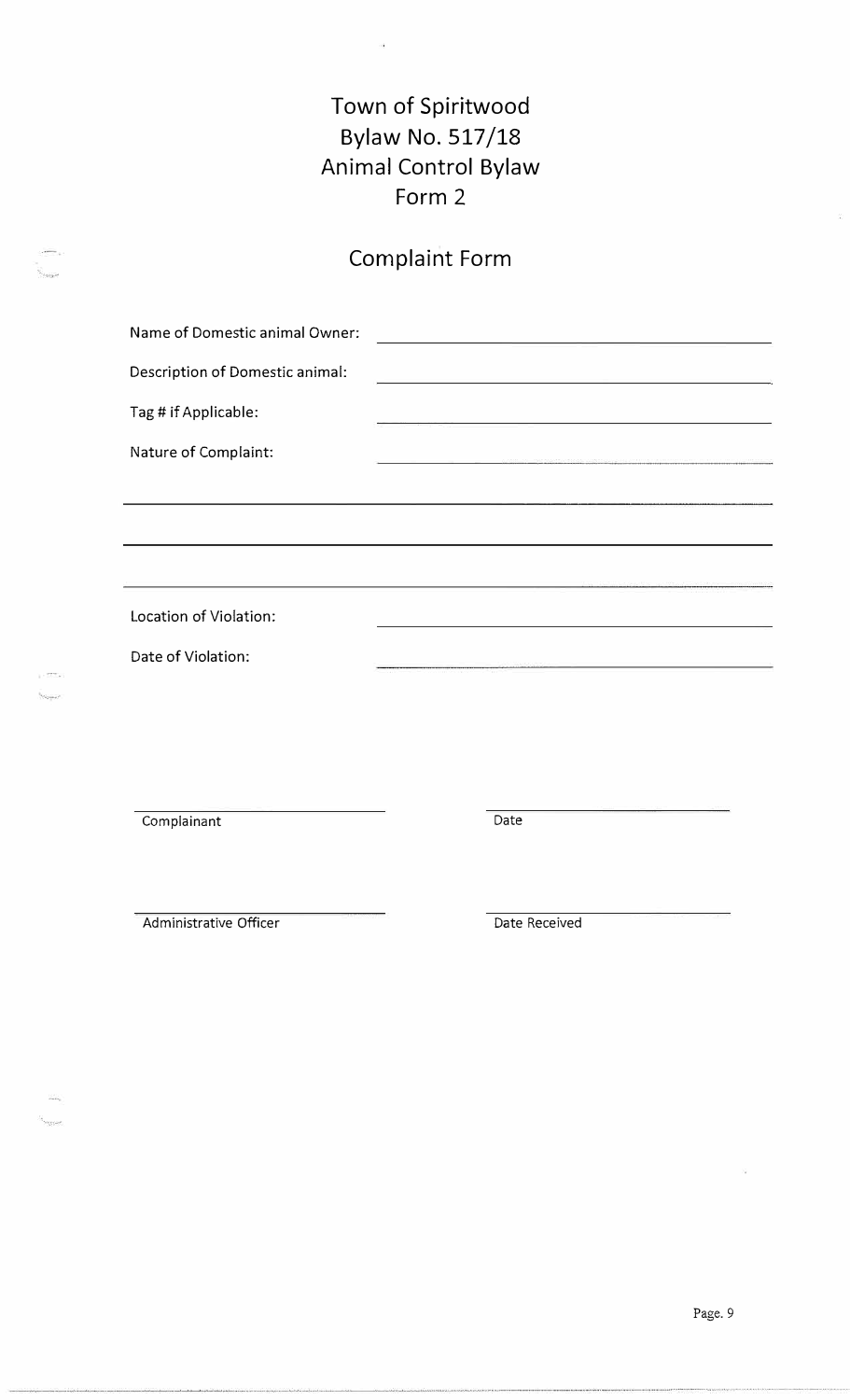# Town of Spiritwood
## Bylaw No. 517/18
## Animal Control Bylaw
## Form 2

## Complaint Form

Name of Domestic animal Owner: ______________________________

Description of Domestic animal: ______________________________

Tag # if Applicable: ______________________________

Nature of Complaint: ______________________________

______________________________________________________________

______________________________________________________________

______________________________________________________________

Location of Violation: ______________________________

Date of Violation: ______________________________

______________________________ ______________________________
Complainant Date

______________________________ ______________________________
Administrative Officer Date Received